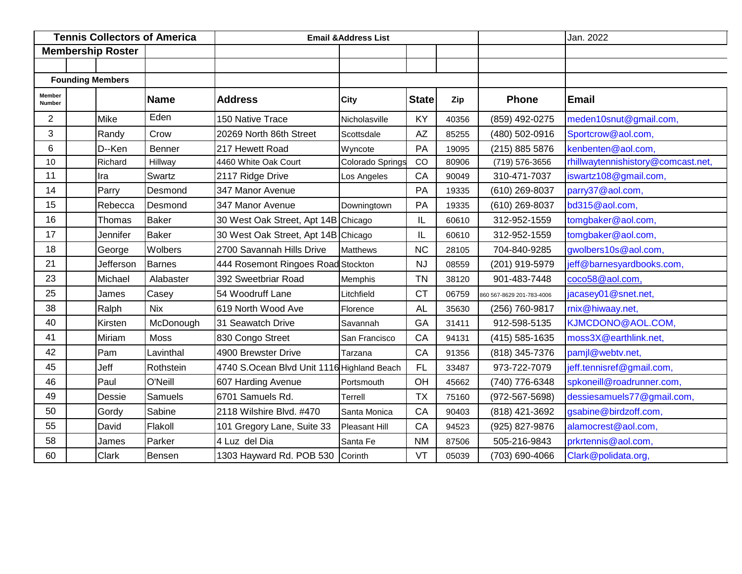| Tennis Collectors of America | | | | Email &Address List | | | | | Jan. 2022 |
|---|---|---|---|---|---|---|---|---|---|
| **Membership Roster** | | | | | | | | | |
| **Founding Members** | | | | | | | | | |
| **Member Number** | | | **Name** | **Address** | **City** | **State** | **Zip** | **Phone** | **Email** |
| 2 | | Mike | Eden | 150 Native Trace | Nicholasville | KY | 40356 | (859) 492-0275 | meden10snut@gmail.com, |
| 3 | | Randy | Crow | 20269 North 86th Street | Scottsdale | AZ | 85255 | (480) 502-0916 | Sportcrow@aol.com, |
| 6 | | D--Ken | Benner | 217 Hewett Road | Wyncote | PA | 19095 | (215) 885 5876 | kenbenten@aol.com, |
| 10 | | Richard | Hillway | 4460 White Oak Court | Colorado Springs | CO | 80906 | (719) 576-3656 | rhillwaytennishistory@comcast.net, |
| 11 | | Ira | Swartz | 2117 Ridge Drive | Los Angeles | CA | 90049 | 310-471-7037 | iswartz108@gmail.com, |
| 14 | | Parry | Desmond | 347 Manor Avenue | | PA | 19335 | (610) 269-8037 | parry37@aol.com, |
| 15 | | Rebecca | Desmond | 347 Manor Avenue | Downingtown | PA | 19335 | (610) 269-8037 | bd315@aol.com, |
| 16 | | Thomas | Baker | 30 West Oak Street, Apt 14B | Chicago | IL | 60610 | 312-952-1559 | tomgbaker@aol.com, |
| 17 | | Jennifer | Baker | 30 West Oak Street, Apt 14B | Chicago | IL | 60610 | 312-952-1559 | tomgbaker@aol.com, |
| 18 | | George | Wolbers | 2700 Savannah Hills Drive | Matthews | NC | 28105 | 704-840-9285 | gwolbers10s@aol.com, |
| 21 | | Jefferson | Barnes | 444 Rosemont Ringoes Road | Stockton | NJ | 08559 | (201) 919-5979 | jeff@barnesyardbooks.com, |
| 23 | | Michael | Alabaster | 392 Sweetbriar Road | Memphis | TN | 38120 | 901-483-7448 | coco58@aol.com, |
| 25 | | James | Casey | 54 Woodruff Lane | Litchfield | CT | 06759 | 860 567-8629 201-783-4006 | jacasey01@snet.net, |
| 38 | | Ralph | Nix | 619 North Wood Ave | Florence | AL | 35630 | (256) 760-9817 | rnix@hiwaay.net, |
| 40 | | Kirsten | McDonough | 31 Seawatch Drive | Savannah | GA | 31411 | 912-598-5135 | KJMCDONO@AOL.COM, |
| 41 | | Miriam | Moss | 830 Congo Street | San Francisco | CA | 94131 | (415) 585-1635 | moss3X@earthlink.net, |
| 42 | | Pam | Lavinthal | 4900 Brewster Drive | Tarzana | CA | 91356 | (818) 345-7376 | pamjl@webtv.net, |
| 45 | | Jeff | Rothstein | 4740 S.Ocean Blvd Unit 1116 | Highland Beach | FL | 33487 | 973-722-7079 | jeff.tennisref@gmail.com, |
| 46 | | Paul | O'Neill | 607 Harding Avenue | Portsmouth | OH | 45662 | (740) 776-6348 | spkoneill@roadrunner.com, |
| 49 | | Dessie | Samuels | 6701 Samuels Rd. | Terrell | TX | 75160 | (972-567-5698) | dessiesamuels77@gmail.com, |
| 50 | | Gordy | Sabine | 2118 Wilshire Blvd. #470 | Santa Monica | CA | 90403 | (818) 421-3692 | gsabine@birdzoff.com, |
| 55 | | David | Flakoll | 101 Gregory Lane, Suite 33 | Pleasant Hill | CA | 94523 | (925) 827-9876 | alamocrest@aol.com, |
| 58 | | James | Parker | 4 Luz del Dia | Santa Fe | NM | 87506 | 505-216-9843 | prkrtennis@aol.com, |
| 60 | | Clark | Bensen | 1303 Hayward Rd. POB 530 | Corinth | VT | 05039 | (703) 690-4066 | Clark@polidata.org, |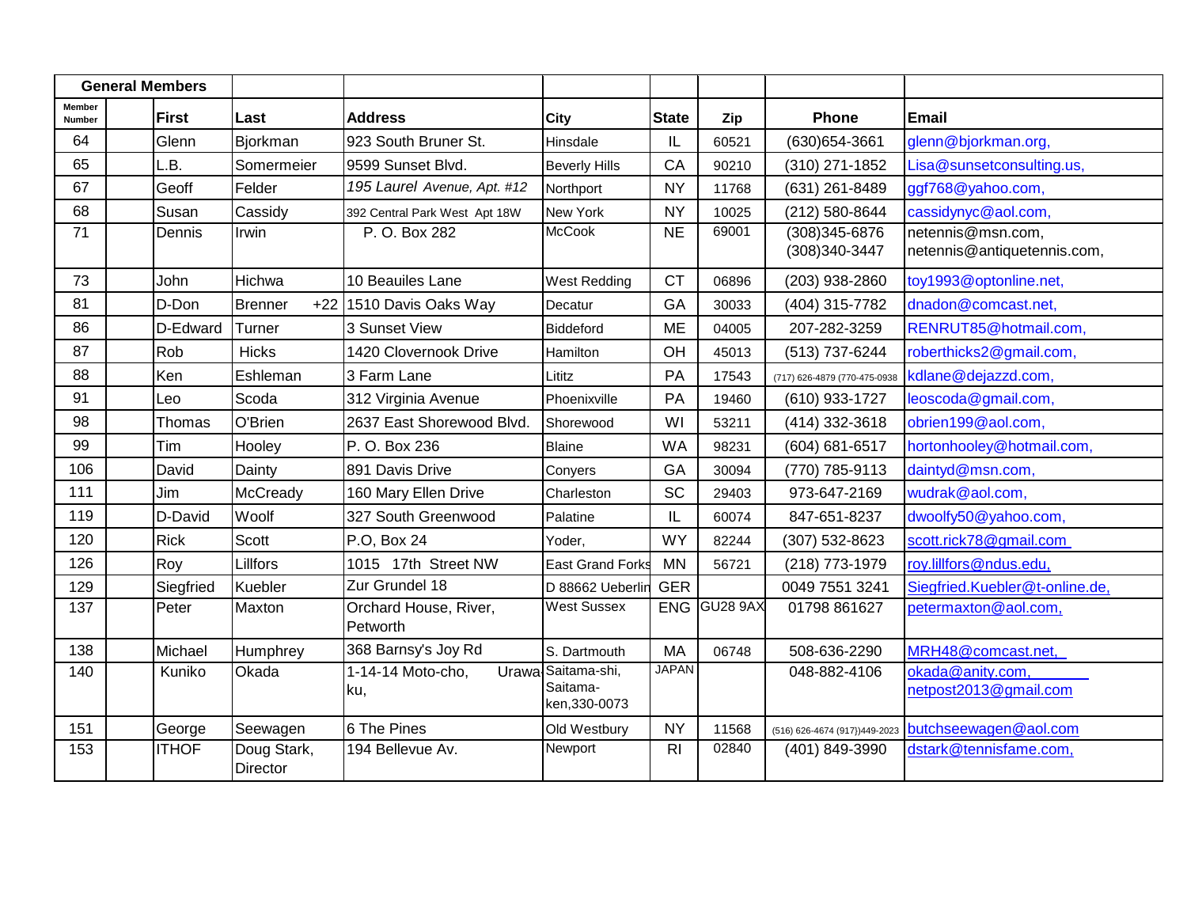| General Members | | | | | | | | | |
|---|---|---|---|---|---|---|---|---|---|
| Member Number | | First | Last | Address | City | State | Zip | Phone | Email |
| 64 | | Glenn | Bjorkman | 923 South Bruner St. | Hinsdale | IL | 60521 | (630)654-3661 | glenn@bjorkman.org, |
| 65 | | L.B. | Somermeier | 9599 Sunset Blvd. | Beverly Hills | CA | 90210 | (310) 271-1852 | Lisa@sunsetconsulting.us, |
| 67 | | Geoff | Felder | *195 Laurel Avenue, Apt. #12* | Northport | NY | 11768 | (631) 261-8489 | ggf768@yahoo.com, |
| 68 | | Susan | Cassidy | 392 Central Park West Apt 18W | New York | NY | 10025 | (212) 580-8644 | cassidynyc@aol.com, |
| 71 | | Dennis | Irwin | P. O. Box 282 | McCook | NE | 69001 | (308)345-6876 (308)340-3447 | netennis@msn.com, netennis@antiquetennis.com, |
| 73 | | John | Hichwa | 10 Beauiles Lane | West Redding | CT | 06896 | (203) 938-2860 | toy1993@optonline.net, |
| 81 | | D-Don | Brenner +22 | 1510 Davis Oaks Way | Decatur | GA | 30033 | (404) 315-7782 | dnadon@comcast.net, |
| 86 | | D-Edward | Turner | 3 Sunset View | Biddeford | ME | 04005 | 207-282-3259 | RENRUT85@hotmail.com, |
| 87 | | Rob | Hicks | 1420 Clovernook Drive | Hamilton | OH | 45013 | (513) 737-6244 | roberthicks2@gmail.com, |
| 88 | | Ken | Eshleman | 3 Farm Lane | Lititz | PA | 17543 | (717) 626-4879 (770-475-0938 | kdlane@dejazzd.com, |
| 91 | | Leo | Scoda | 312 Virginia Avenue | Phoenixville | PA | 19460 | (610) 933-1727 | leoscoda@gmail.com, |
| 98 | | Thomas | O'Brien | 2637 East Shorewood Blvd. | Shorewood | WI | 53211 | (414) 332-3618 | obrien199@aol.com, |
| 99 | | Tim | Hooley | P. O. Box 236 | Blaine | WA | 98231 | (604) 681-6517 | hortonhooley@hotmail.com, |
| 106 | | David | Dainty | 891 Davis Drive | Conyers | GA | 30094 | (770) 785-9113 | daintyd@msn.com, |
| 111 | | Jim | McCready | 160 Mary Ellen Drive | Charleston | SC | 29403 | 973-647-2169 | wudrak@aol.com, |
| 119 | | D-David | Woolf | 327 South Greenwood | Palatine | IL | 60074 | 847-651-8237 | dwoolfy50@yahoo.com, |
| 120 | | Rick | Scott | P.O, Box 24 | Yoder, | WY | 82244 | (307) 532-8623 | scott.rick78@gmail.com |
| 126 | | Roy | Lillfors | 1015 17th Street NW | East Grand Forks | MN | 56721 | (218) 773-1979 | roy.lillfors@ndus.edu, |
| 129 | | Siegfried | Kuebler | Zur Grundel 18 | D 88662 Ueberlin | GER | | 0049 7551 3241 | Siegfried.Kuebler@t-online.de, |
| 137 | | Peter | Maxton | Orchard House, River, Petworth | West Sussex | ENG | GU28 9AX | 01798 861627 | petermaxton@aol.com, |
| 138 | | Michael | Humphrey | 368 Barnsy's Joy Rd | S. Dartmouth | MA | 06748 | 508-636-2290 | MRH48@comcast.net, |
| 140 | | Kuniko | Okada | 1-14-14 Moto-cho, Urawa-ku, | Saitama-shi, Saitama-ken,330-0073 | JAPAN | | 048-882-4106 | okada@anity.com, netpost2013@gmail.com |
| 151 | | George | Seewagen | 6 The Pines | Old Westbury | NY | 11568 | (516) 626-4674 (917))449-2023 | butchseewagen@aol.com |
| 153 | | ITHOF | Doug Stark, Director | 194 Bellevue Av. | Newport | RI | 02840 | (401) 849-3990 | dstark@tennisfame.com, |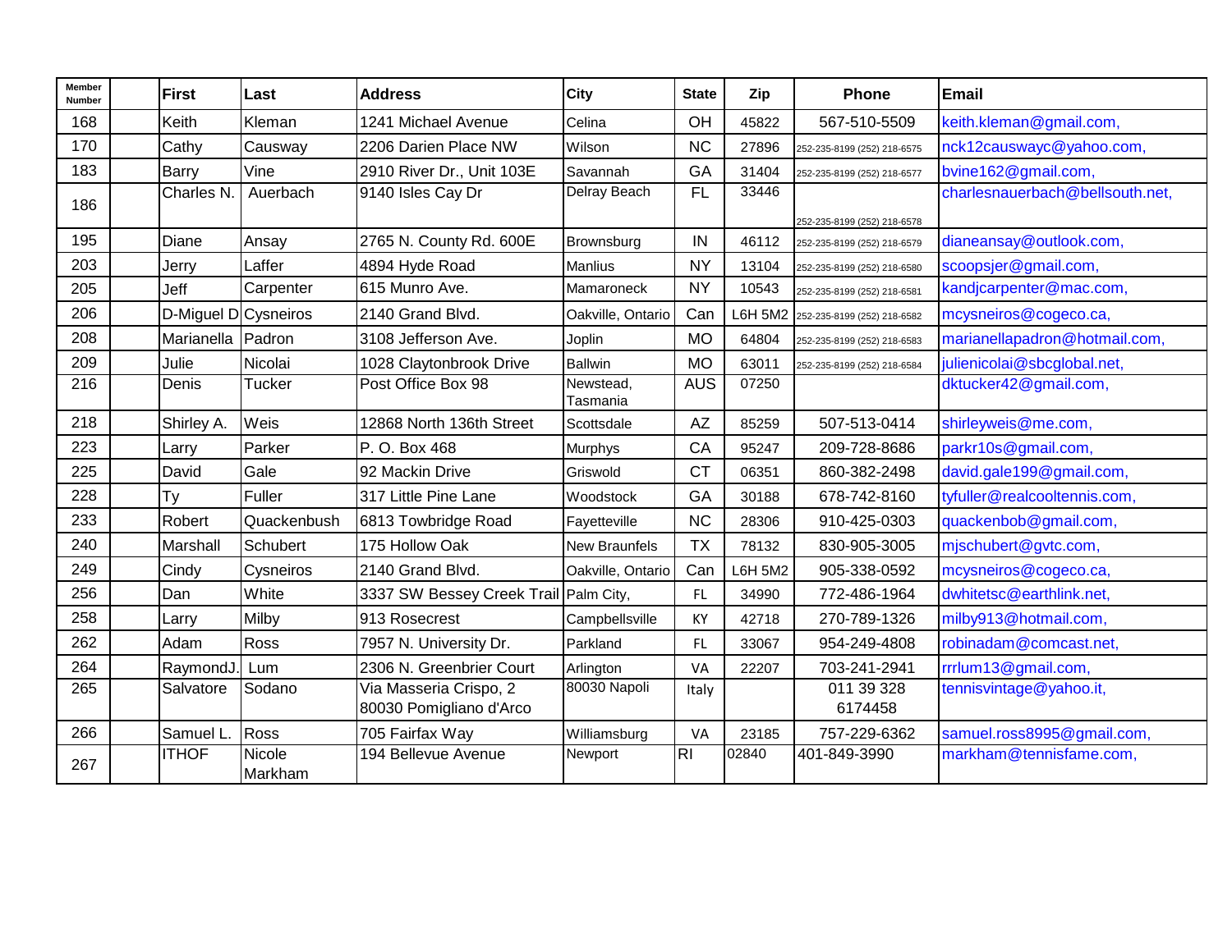| Member Number | | First | Last | Address | City | State | Zip | Phone | Email |
|---|---|---|---|---|---|---|---|---|---|
| 168 | | Keith | Kleman | 1241 Michael Avenue | Celina | OH | 45822 | 567-510-5509 | keith.kleman@gmail.com, |
| 170 | | Cathy | Causway | 2206 Darien Place NW | Wilson | NC | 27896 | 252-235-8199 (252) 218-6575 | nck12causwayc@yahoo.com, |
| 183 | | Barry | Vine | 2910 River Dr., Unit 103E | Savannah | GA | 31404 | 252-235-8199 (252) 218-6577 | bvine162@gmail.com, |
| 186 | | Charles N. | Auerbach | 9140 Isles Cay Dr | Delray Beach | FL | 33446 | 252-235-8199 (252) 218-6578 | charlesnauerbach@bellsouth.net, |
| 195 | | Diane | Ansay | 2765 N. County Rd. 600E | Brownsburg | IN | 46112 | 252-235-8199 (252) 218-6579 | dianeansay@outlook.com, |
| 203 | | Jerry | Laffer | 4894 Hyde Road | Manlius | NY | 13104 | 252-235-8199 (252) 218-6580 | scoopsjer@gmail.com, |
| 205 | | Jeff | Carpenter | 615 Munro Ave. | Mamaroneck | NY | 10543 | 252-235-8199 (252) 218-6581 | kandjcarpenter@mac.com, |
| 206 | | D-Miguel D | Cysneiros | 2140 Grand Blvd. | Oakville, Ontario | Can | L6H 5M2 | 252-235-8199 (252) 218-6582 | mcysneiros@cogeco.ca, |
| 208 | | Marianella | Padron | 3108 Jefferson Ave. | Joplin | MO | 64804 | 252-235-8199 (252) 218-6583 | marianellapadron@hotmail.com, |
| 209 | | Julie | Nicolai | 1028 Claytonbrook Drive | Ballwin | MO | 63011 | 252-235-8199 (252) 218-6584 | julienicolai@sbcglobal.net, |
| 216 | | Denis | Tucker | Post Office Box 98 | Newstead, Tasmania | AUS | 07250 | | dktucker42@gmail.com, |
| 218 | | Shirley A. | Weis | 12868 North 136th Street | Scottsdale | AZ | 85259 | 507-513-0414 | shirleyweis@me.com, |
| 223 | | Larry | Parker | P. O. Box 468 | Murphys | CA | 95247 | 209-728-8686 | parkr10s@gmail.com, |
| 225 | | David | Gale | 92 Mackin Drive | Griswold | CT | 06351 | 860-382-2498 | david.gale199@gmail.com, |
| 228 | | Ty | Fuller | 317 Little Pine Lane | Woodstock | GA | 30188 | 678-742-8160 | tyfuller@realcooltennis.com, |
| 233 | | Robert | Quackenbush | 6813 Towbridge Road | Fayetteville | NC | 28306 | 910-425-0303 | quackenbob@gmail.com, |
| 240 | | Marshall | Schubert | 175 Hollow Oak | New Braunfels | TX | 78132 | 830-905-3005 | mjschubert@gvtc.com, |
| 249 | | Cindy | Cysneiros | 2140 Grand Blvd. | Oakville, Ontario | Can | L6H 5M2 | 905-338-0592 | mcysneiros@cogeco.ca, |
| 256 | | Dan | White | 3337 SW Bessey Creek Trail | Palm City, | FL | 34990 | 772-486-1964 | dwhitetsc@earthlink.net, |
| 258 | | Larry | Milby | 913 Rosecrest | Campbellsville | KY | 42718 | 270-789-1326 | milby913@hotmail.com, |
| 262 | | Adam | Ross | 7957 N. University Dr. | Parkland | FL | 33067 | 954-249-4808 | robinadam@comcast.net, |
| 264 | | RaymondJ. | Lum | 2306 N. Greenbrier Court | Arlington | VA | 22207 | 703-241-2941 | rrrlum13@gmail.com, |
| 265 | | Salvatore | Sodano | Via Masseria Crispo, 2 80030 Pomigliano d'Arco | 80030 Napoli | Italy | | 011 39 328 6174458 | tennisvintage@yahoo.it, |
| 266 | | Samuel L. | Ross | 705 Fairfax Way | Williamsburg | VA | 23185 | 757-229-6362 | samuel.ross8995@gmail.com, |
| 267 | | ITHOF | Nicole Markham | 194 Bellevue Avenue | Newport | RI | 02840 | 401-849-3990 | markham@tennisfame.com, |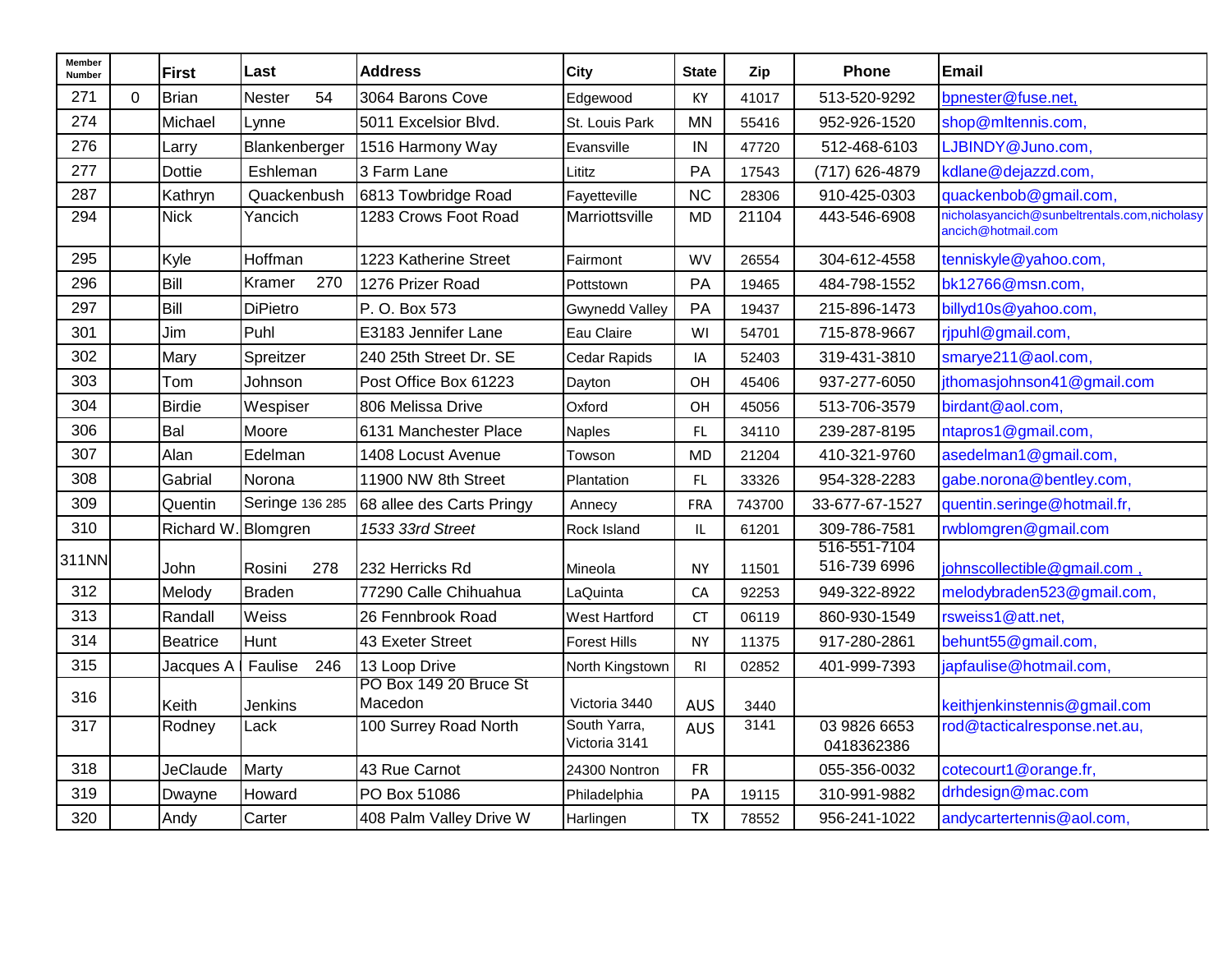| Member Number | | First | Last | Address | City | State | Zip | Phone | Email |
|---|---|---|---|---|---|---|---|---|---|
| 271 | 0 | Brian | Nester 54 | 3064 Barons Cove | Edgewood | KY | 41017 | 513-520-9292 | bpnester@fuse.net, |
| 274 | | Michael | Lynne | 5011 Excelsior Blvd. | St. Louis Park | MN | 55416 | 952-926-1520 | shop@mltennis.com, |
| 276 | | Larry | Blankenberger | 1516 Harmony Way | Evansville | IN | 47720 | 512-468-6103 | LJBINDY@Juno.com, |
| 277 | | Dottie | Eshleman | 3 Farm Lane | Lititz | PA | 17543 | (717) 626-4879 | kdlane@dejazzd.com, |
| 287 | | Kathryn | Quackenbush | 6813 Towbridge Road | Fayetteville | NC | 28306 | 910-425-0303 | quackenbob@gmail.com, |
| 294 | | Nick | Yancich | 1283 Crows Foot Road | Marriottsville | MD | 21104 | 443-546-6908 | nicholasyancich@sunbeltrentals.com,nicholasyancich@hotmail.com |
| 295 | | Kyle | Hoffman | 1223 Katherine Street | Fairmont | WV | 26554 | 304-612-4558 | tenniskyle@yahoo.com, |
| 296 | | Bill | Kramer 270 | 1276 Prizer Road | Pottstown | PA | 19465 | 484-798-1552 | bk12766@msn.com, |
| 297 | | Bill | DiPietro | P. O. Box 573 | Gwynedd Valley | PA | 19437 | 215-896-1473 | billyd10s@yahoo.com, |
| 301 | | Jim | Puhl | E3183 Jennifer Lane | Eau Claire | WI | 54701 | 715-878-9667 | rjpuhl@gmail.com, |
| 302 | | Mary | Spreitzer | 240 25th Street Dr. SE | Cedar Rapids | IA | 52403 | 319-431-3810 | smarye211@aol.com, |
| 303 | | Tom | Johnson | Post Office Box 61223 | Dayton | OH | 45406 | 937-277-6050 | jthomasjohnson41@gmail.com |
| 304 | | Birdie | Wespiser | 806 Melissa Drive | Oxford | OH | 45056 | 513-706-3579 | birdant@aol.com, |
| 306 | | Bal | Moore | 6131 Manchester Place | Naples | FL | 34110 | 239-287-8195 | ntapros1@gmail.com, |
| 307 | | Alan | Edelman | 1408 Locust Avenue | Towson | MD | 21204 | 410-321-9760 | asedelman1@gmail.com, |
| 308 | | Gabrial | Norona | 11900 NW 8th Street | Plantation | FL | 33326 | 954-328-2283 | gabe.norona@bentley.com, |
| 309 | | Quentin | Seringe 136 285 | 68 allee des Carts Pringy | Annecy | FRA | 743700 | 33-677-67-1527 | quentin.seringe@hotmail.fr, |
| 310 | | Richard W. | Blomgren | *1533 33rd Street* | Rock Island | IL | 61201 | 309-786-7581 | rwblomgren@gmail.com |
| 311NN | | John | Rosini 278 | 232 Herricks Rd | Mineola | NY | 11501 | 516-551-7104 516-739 6996 | johnscollectible@gmail.com , |
| 312 | | Melody | Braden | 77290 Calle Chihuahua | LaQuinta | CA | 92253 | 949-322-8922 | melodybraden523@gmail.com, |
| 313 | | Randall | Weiss | 26 Fennbrook Road | West Hartford | CT | 06119 | 860-930-1549 | rsweiss1@att.net, |
| 314 | | Beatrice | Hunt | 43 Exeter Street | Forest Hills | NY | 11375 | 917-280-2861 | behunt55@gmail.com, |
| 315 | | Jacques A | Faulise 246 | 13 Loop Drive | North Kingstown | RI | 02852 | 401-999-7393 | japfaulise@hotmail.com, |
| 316 | | Keith | Jenkins | PO Box 149 20 Bruce St Macedon | Victoria 3440 | AUS | 3440 | | keithjenkinstennis@gmail.com |
| 317 | | Rodney | Lack | 100 Surrey Road North | South Yarra, Victoria 3141 | AUS | 3141 | 03 9826 6653 0418362386 | rod@tacticalresponse.net.au, |
| 318 | | JeClaude | Marty | 43 Rue Carnot | 24300 Nontron | FR | | 055-356-0032 | cotecourt1@orange.fr, |
| 319 | | Dwayne | Howard | PO Box 51086 | Philadelphia | PA | 19115 | 310-991-9882 | drhdesign@mac.com |
| 320 | | Andy | Carter | 408 Palm Valley Drive W | Harlingen | TX | 78552 | 956-241-1022 | andycartertennis@aol.com, |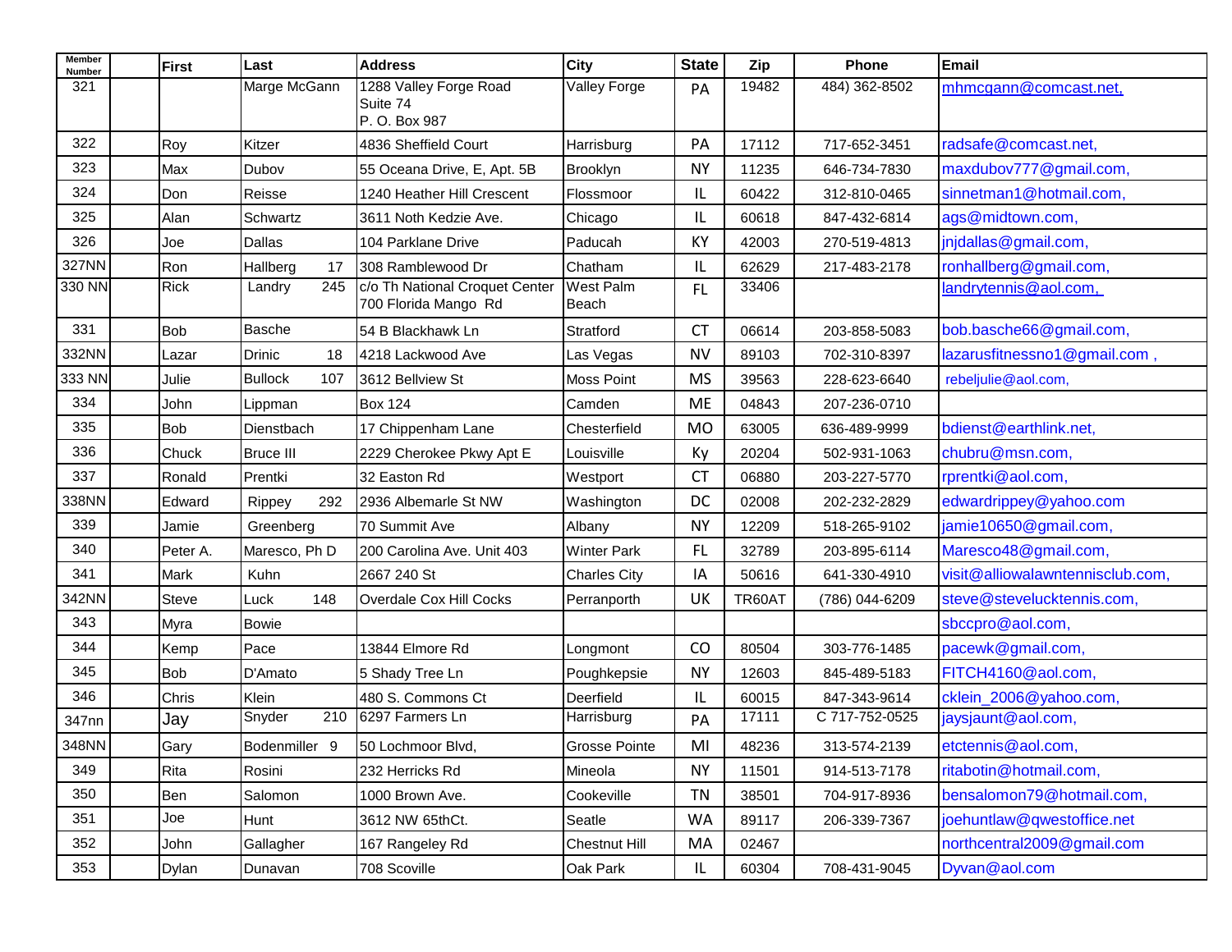| Member Number | | First | Last | Address | City | State | Zip | Phone | Email |
|---|---|---|---|---|---|---|---|---|---|
| 321 | | | Marge McGann | 1288 Valley Forge Road Suite 74 P. O. Box 987 | Valley Forge | PA | 19482 | 484) 362-8502 | mhmcgann@comcast.net, |
| 322 | | Roy | Kitzer | 4836 Sheffield Court | Harrisburg | PA | 17112 | 717-652-3451 | radsafe@comcast.net, |
| 323 | | Max | Dubov | 55 Oceana Drive, E, Apt. 5B | Brooklyn | NY | 11235 | 646-734-7830 | maxdubov777@gmail.com, |
| 324 | | Don | Reisse | 1240 Heather Hill Crescent | Flossmoor | IL | 60422 | 312-810-0465 | sinnetman1@hotmail.com, |
| 325 | | Alan | Schwartz | 3611 Noth Kedzie Ave. | Chicago | IL | 60618 | 847-432-6814 | ags@midtown.com, |
| 326 | | Joe | Dallas | 104 Parklane Drive | Paducah | KY | 42003 | 270-519-4813 | jnjdallas@gmail.com, |
| 327NN | | Ron | Hallberg 17 | 308 Ramblewood Dr | Chatham | IL | 62629 | 217-483-2178 | ronhallberg@gmail.com, |
| 330 NN | | Rick | Landry 245 | c/o Th National Croquet Center 700 Florida Mango Rd | West Palm Beach | FL | 33406 | | landrytennis@aol.com, |
| 331 | | Bob | Basche | 54 B Blackhawk Ln | Stratford | CT | 06614 | 203-858-5083 | bob.basche66@gmail.com, |
| 332NN | | Lazar | Drinic 18 | 4218 Lackwood Ave | Las Vegas | NV | 89103 | 702-310-8397 | lazarusfitnessno1@gmail.com , |
| 333 NN | | Julie | Bullock 107 | 3612 Bellview St | Moss Point | MS | 39563 | 228-623-6640 | rebeljulie@aol.com, |
| 334 | | John | Lippman | Box 124 | Camden | ME | 04843 | 207-236-0710 | |
| 335 | | Bob | Dienstbach | 17 Chippenham Lane | Chesterfield | MO | 63005 | 636-489-9999 | bdienst@earthlink.net, |
| 336 | | Chuck | Bruce III | 2229 Cherokee Pkwy Apt E | Louisville | Ky | 20204 | 502-931-1063 | chubru@msn.com, |
| 337 | | Ronald | Prentki | 32 Easton Rd | Westport | CT | 06880 | 203-227-5770 | rprentki@aol.com, |
| 338NN | | Edward | Rippey 292 | 2936 Albemarle St NW | Washington | DC | 02008 | 202-232-2829 | edwardrippey@yahoo.com |
| 339 | | Jamie | Greenberg | 70 Summit Ave | Albany | NY | 12209 | 518-265-9102 | jamie10650@gmail.com, |
| 340 | | Peter A. | Maresco, Ph D | 200 Carolina Ave. Unit 403 | Winter Park | FL | 32789 | 203-895-6114 | Maresco48@gmail.com, |
| 341 | | Mark | Kuhn | 2667 240 St | Charles City | IA | 50616 | 641-330-4910 | visit@alliowalawntennisclub.com, |
| 342NN | | Steve | Luck 148 | Overdale Cox Hill Cocks | Perranporth | UK | TR60AT | (786) 044-6209 | steve@stevelucktennis.com, |
| 343 | | Myra | Bowie | | | | | | sbccpro@aol.com, |
| 344 | | Kemp | Pace | 13844 Elmore Rd | Longmont | CO | 80504 | 303-776-1485 | pacewk@gmail.com, |
| 345 | | Bob | D'Amato | 5 Shady Tree Ln | Poughkepsie | NY | 12603 | 845-489-5183 | FITCH4160@aol.com, |
| 346 | | Chris | Klein | 480 S. Commons Ct | Deerfield | IL | 60015 | 847-343-9614 | cklein_2006@yahoo.com, |
| 347nn | | Jay | Snyder 210 | 6297 Farmers Ln | Harrisburg | PA | 17111 | C 717-752-0525 | jaysjaunt@aol.com, |
| 348NN | | Gary | Bodenmiller 9 | 50 Lochmoor Blvd, | Grosse Pointe | MI | 48236 | 313-574-2139 | etctennis@aol.com, |
| 349 | | Rita | Rosini | 232 Herricks Rd | Mineola | NY | 11501 | 914-513-7178 | ritabotin@hotmail.com, |
| 350 | | Ben | Salomon | 1000 Brown Ave. | Cookeville | TN | 38501 | 704-917-8936 | bensalomon79@hotmail.com, |
| 351 | | Joe | Hunt | 3612 NW 65thCt. | Seatle | WA | 89117 | 206-339-7367 | joehuntlaw@qwestoffice.net |
| 352 | | John | Gallagher | 167 Rangeley Rd | Chestnut Hill | MA | 02467 | | northcentral2009@gmail.com |
| 353 | | Dylan | Dunavan | 708 Scoville | Oak Park | IL | 60304 | 708-431-9045 | Dyvan@aol.com |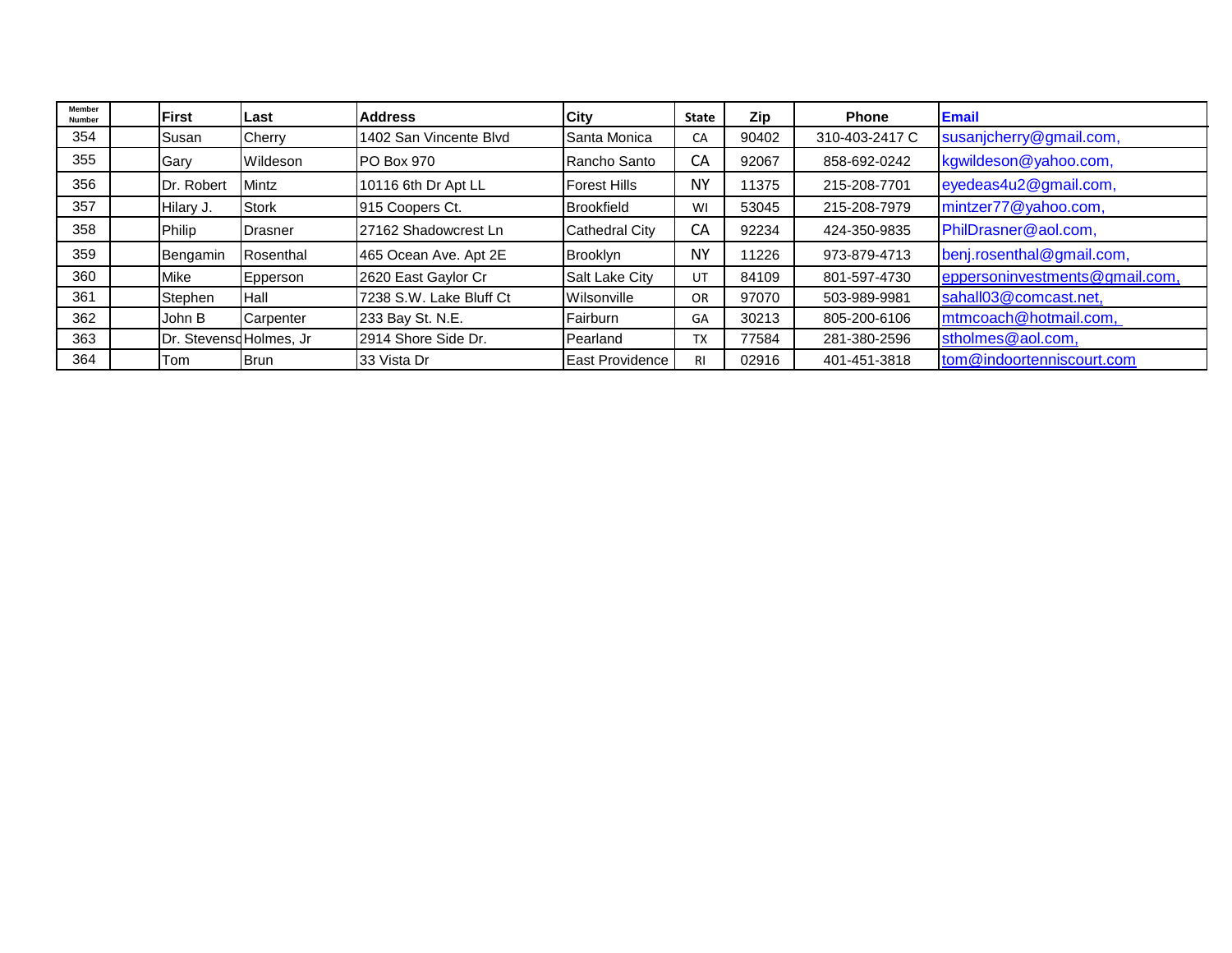| Member Number | | First | Last | Address | City | State | Zip | Phone | Email |
|---|---|---|---|---|---|---|---|---|---|
| 354 | | Susan | Cherry | 1402 San Vincente Blvd | Santa Monica | CA | 90402 | 310-403-2417 C | susanjcherry@gmail.com, |
| 355 | | Gary | Wildeson | PO Box 970 | Rancho Santo | CA | 92067 | 858-692-0242 | kgwildeson@yahoo.com, |
| 356 | | Dr. Robert | Mintz | 10116 6th Dr Apt LL | Forest Hills | NY | 11375 | 215-208-7701 | eyedeas4u2@gmail.com, |
| 357 | | Hilary J. | Stork | 915 Coopers Ct. | Brookfield | WI | 53045 | 215-208-7979 | mintzer77@yahoo.com, |
| 358 | | Philip | Drasner | 27162 Shadowcrest Ln | Cathedral City | CA | 92234 | 424-350-9835 | PhilDrasner@aol.com, |
| 359 | | Bengamin | Rosenthal | 465 Ocean Ave. Apt 2E | Brooklyn | NY | 11226 | 973-879-4713 | benj.rosenthal@gmail.com, |
| 360 | | Mike | Epperson | 2620 East Gaylor Cr | Salt Lake City | UT | 84109 | 801-597-4730 | eppersoninvestments@gmail.com, |
| 361 | | Stephen | Hall | 7238 S.W. Lake Bluff Ct | Wilsonville | OR | 97070 | 503-989-9981 | sahall03@comcast.net, |
| 362 | | John B | Carpenter | 233 Bay St. N.E. | Fairburn | GA | 30213 | 805-200-6106 | mtmcoach@hotmail.com, |
| 363 | | Dr. Stevenso | Holmes, Jr | 2914 Shore Side Dr. | Pearland | TX | 77584 | 281-380-2596 | stholmes@aol.com, |
| 364 | | Tom | Brun | 33 Vista Dr | East Providence | RI | 02916 | 401-451-3818 | tom@indoortenniscourt.com |